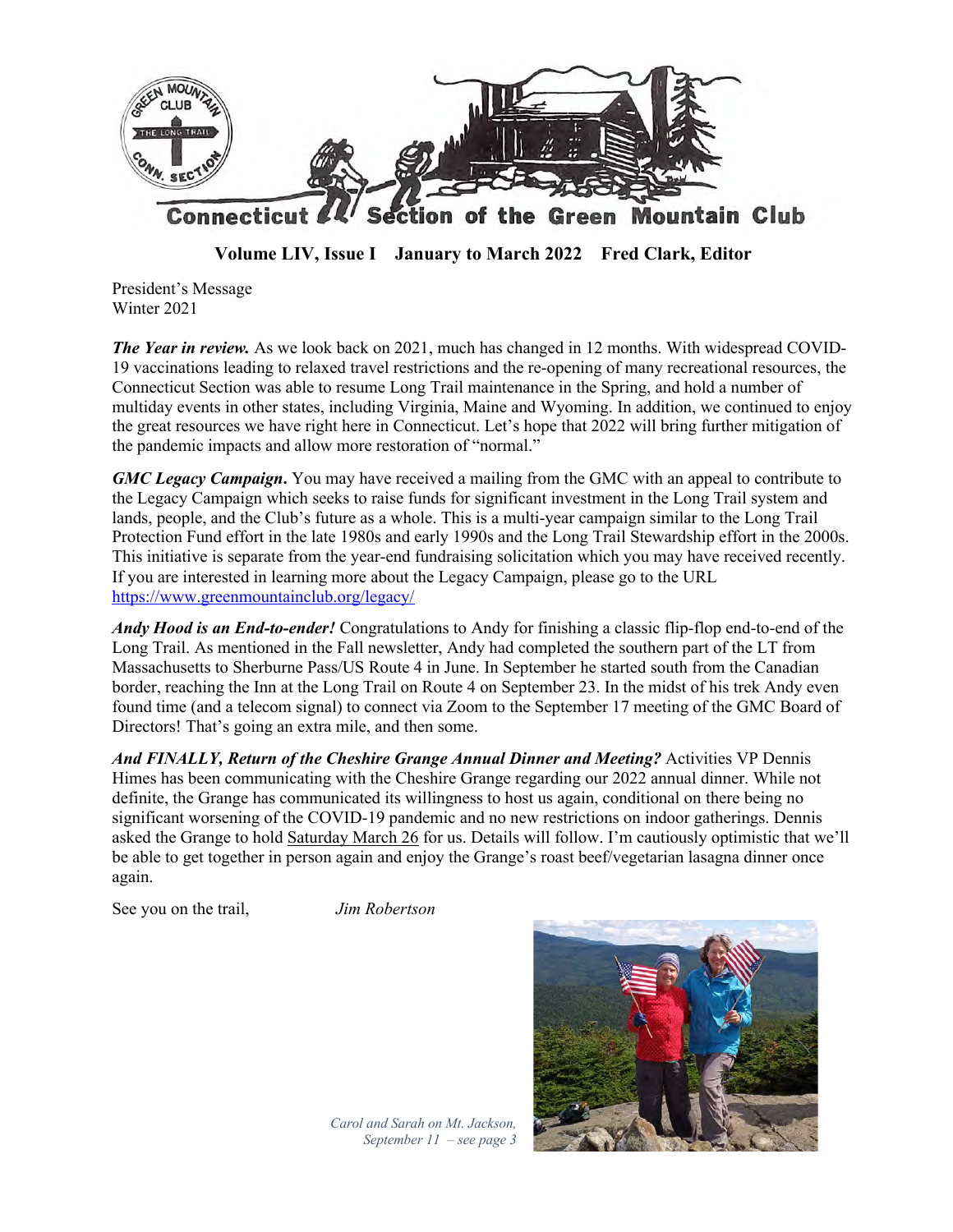# Connecticut Section of the Green Mountain Club

**Volume LIV, Issue I    January to March 2022    Fred Clark, Editor**

President's Message
Winter 2021

***The Year in review.*** As we look back on 2021, much has changed in 12 months. With widespread COVID-19 vaccinations leading to relaxed travel restrictions and the re-opening of many recreational resources, the Connecticut Section was able to resume Long Trail maintenance in the Spring, and hold a number of multiday events in other states, including Virginia, Maine and Wyoming. In addition, we continued to enjoy the great resources we have right here in Connecticut. Let's hope that 2022 will bring further mitigation of the pandemic impacts and allow more restoration of "normal."

***GMC Legacy Campaign*****.** You may have received a mailing from the GMC with an appeal to contribute to the Legacy Campaign which seeks to raise funds for significant investment in the Long Trail system and lands, people, and the Club's future as a whole. This is a multi-year campaign similar to the Long Trail Protection Fund effort in the late 1980s and early 1990s and the Long Trail Stewardship effort in the 2000s. This initiative is separate from the year-end fundraising solicitation which you may have received recently. If you are interested in learning more about the Legacy Campaign, please go to the URL https://www.greenmountainclub.org/legacy/

***Andy Hood is an End-to-ender!*** Congratulations to Andy for finishing a classic flip-flop end-to-end of the Long Trail. As mentioned in the Fall newsletter, Andy had completed the southern part of the LT from Massachusetts to Sherburne Pass/US Route 4 in June. In September he started south from the Canadian border, reaching the Inn at the Long Trail on Route 4 on September 23. In the midst of his trek Andy even found time (and a telecom signal) to connect via Zoom to the September 17 meeting of the GMC Board of Directors! That's going an extra mile, and then some.

***And FINALLY, Return of the Cheshire Grange Annual Dinner and Meeting?*** Activities VP Dennis Himes has been communicating with the Cheshire Grange regarding our 2022 annual dinner. While not definite, the Grange has communicated its willingness to host us again, conditional on there being no significant worsening of the COVID-19 pandemic and no new restrictions on indoor gatherings. Dennis asked the Grange to hold Saturday March 26 for us. Details will follow. I'm cautiously optimistic that we'll be able to get together in person again and enjoy the Grange's roast beef/vegetarian lasagna dinner once again.

See you on the trail,    *Jim Robertson*

*Carol and Sarah on Mt. Jackson, September 11 – see page 3*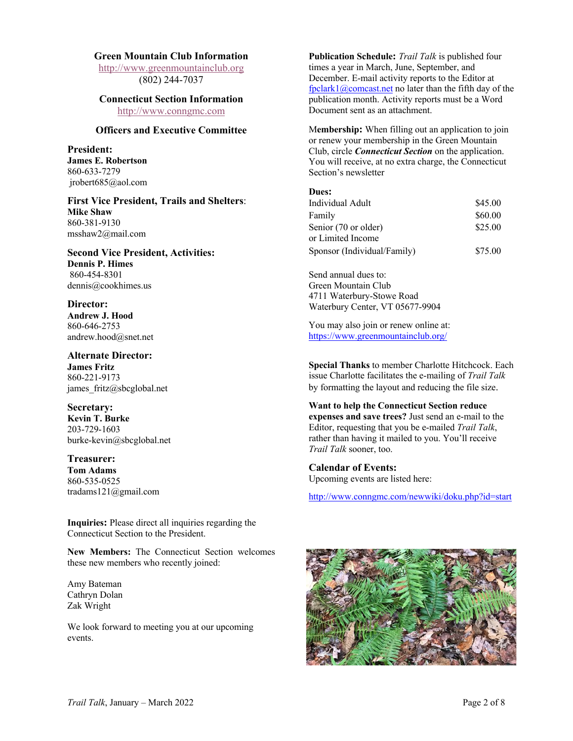**Green Mountain Club Information**
http://www.greenmountainclub.org
(802) 244-7037

**Connecticut Section Information**
http://www.conngmc.com

**Officers and Executive Committee**

**President:**
**James E. Robertson**
860-633-7279
jrobert685@aol.com

**First Vice President, Trails and Shelters**:
**Mike Shaw**
860-381-9130
msshaw2@mail.com

**Second Vice President, Activities:**
**Dennis P. Himes**
860-454-8301
dennis@cookhimes.us

**Director:**
**Andrew J. Hood**
860-646-2753
andrew.hood@snet.net

**Alternate Director:**
**James Fritz**
860-221-9173
james_fritz@sbcglobal.net

**Secretary:**
**Kevin T. Burke**
203-729-1603
burke-kevin@sbcglobal.net

**Treasurer:**
**Tom Adams**
860-535-0525
tradams121@gmail.com

**Inquiries:** Please direct all inquiries regarding the Connecticut Section to the President.

**New Members:** The Connecticut Section welcomes these new members who recently joined:

Amy Bateman
Cathryn Dolan
Zak Wright

We look forward to meeting you at our upcoming events.

**Publication Schedule:** *Trail Talk* is published four times a year in March, June, September, and December. E-mail activity reports to the Editor at fpclark1@comcast.net no later than the fifth day of the publication month. Activity reports must be a Word Document sent as an attachment.

**Membership:** When filling out an application to join or renew your membership in the Green Mountain Club, circle ***Connecticut Section*** on the application. You will receive, at no extra charge, the Connecticut Section's newsletter

**Dues:**

| | |
|---|---|
| Individual Adult | $45.00 |
| Family | $60.00 |
| Senior (70 or older) or Limited Income | $25.00 |
| Sponsor (Individual/Family) | $75.00 |

Send annual dues to:
Green Mountain Club
4711 Waterbury-Stowe Road
Waterbury Center, VT 05677-9904

You may also join or renew online at:
https://www.greenmountainclub.org/

**Special Thanks** to member Charlotte Hitchcock. Each issue Charlotte facilitates the e-mailing of *Trail Talk* by formatting the layout and reducing the file size.

**Want to help the Connecticut Section reduce expenses and save trees?** Just send an e-mail to the Editor, requesting that you be e-mailed *Trail Talk*, rather than having it mailed to you. You'll receive *Trail Talk* sooner, too.

**Calendar of Events:**
Upcoming events are listed here:

http://www.conngmc.com/newwiki/doku.php?id=start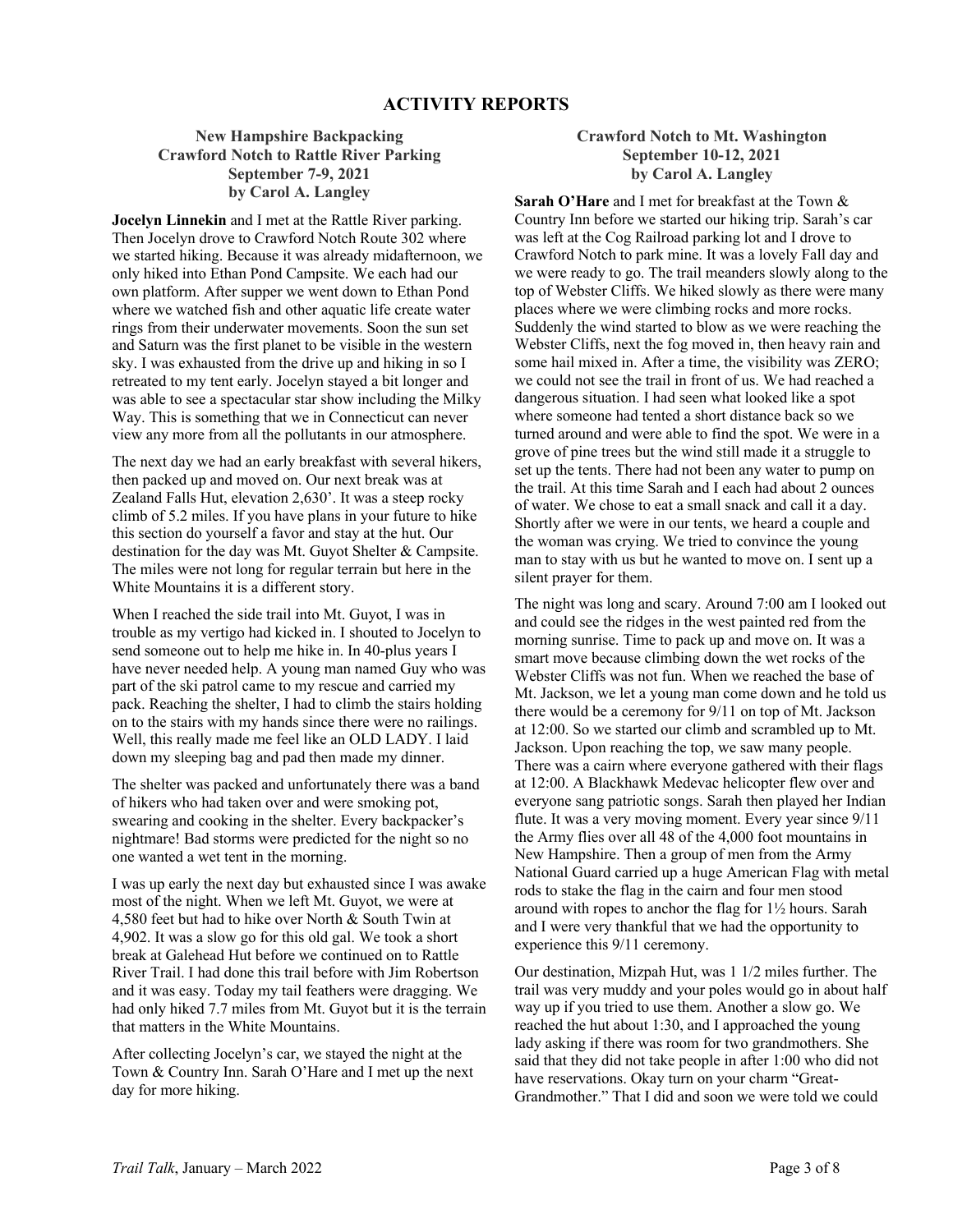# ACTIVITY REPORTS

### New Hampshire Backpacking
### Crawford Notch to Rattle River Parking
### September 7-9, 2021
### by Carol A. Langley

**Jocelyn Linnekin** and I met at the Rattle River parking. Then Jocelyn drove to Crawford Notch Route 302 where we started hiking. Because it was already midafternoon, we only hiked into Ethan Pond Campsite. We each had our own platform. After supper we went down to Ethan Pond where we watched fish and other aquatic life create water rings from their underwater movements. Soon the sun set and Saturn was the first planet to be visible in the western sky. I was exhausted from the drive up and hiking in so I retreated to my tent early. Jocelyn stayed a bit longer and was able to see a spectacular star show including the Milky Way. This is something that we in Connecticut can never view any more from all the pollutants in our atmosphere.

The next day we had an early breakfast with several hikers, then packed up and moved on. Our next break was at Zealand Falls Hut, elevation 2,630'. It was a steep rocky climb of 5.2 miles. If you have plans in your future to hike this section do yourself a favor and stay at the hut. Our destination for the day was Mt. Guyot Shelter & Campsite. The miles were not long for regular terrain but here in the White Mountains it is a different story.

When I reached the side trail into Mt. Guyot, I was in trouble as my vertigo had kicked in. I shouted to Jocelyn to send someone out to help me hike in. In 40-plus years I have never needed help. A young man named Guy who was part of the ski patrol came to my rescue and carried my pack. Reaching the shelter, I had to climb the stairs holding on to the stairs with my hands since there were no railings. Well, this really made me feel like an OLD LADY. I laid down my sleeping bag and pad then made my dinner.

The shelter was packed and unfortunately there was a band of hikers who had taken over and were smoking pot, swearing and cooking in the shelter. Every backpacker's nightmare! Bad storms were predicted for the night so no one wanted a wet tent in the morning.

I was up early the next day but exhausted since I was awake most of the night. When we left Mt. Guyot, we were at 4,580 feet but had to hike over North & South Twin at 4,902. It was a slow go for this old gal. We took a short break at Galehead Hut before we continued on to Rattle River Trail. I had done this trail before with Jim Robertson and it was easy. Today my tail feathers were dragging. We had only hiked 7.7 miles from Mt. Guyot but it is the terrain that matters in the White Mountains.

After collecting Jocelyn's car, we stayed the night at the Town & Country Inn. Sarah O'Hare and I met up the next day for more hiking.

### Crawford Notch to Mt. Washington
### September 10-12, 2021
### by Carol A. Langley

**Sarah O'Hare** and I met for breakfast at the Town & Country Inn before we started our hiking trip. Sarah's car was left at the Cog Railroad parking lot and I drove to Crawford Notch to park mine. It was a lovely Fall day and we were ready to go. The trail meanders slowly along to the top of Webster Cliffs. We hiked slowly as there were many places where we were climbing rocks and more rocks. Suddenly the wind started to blow as we were reaching the Webster Cliffs, next the fog moved in, then heavy rain and some hail mixed in. After a time, the visibility was ZERO; we could not see the trail in front of us. We had reached a dangerous situation. I had seen what looked like a spot where someone had tented a short distance back so we turned around and were able to find the spot. We were in a grove of pine trees but the wind still made it a struggle to set up the tents. There had not been any water to pump on the trail. At this time Sarah and I each had about 2 ounces of water. We chose to eat a small snack and call it a day. Shortly after we were in our tents, we heard a couple and the woman was crying. We tried to convince the young man to stay with us but he wanted to move on. I sent up a silent prayer for them.

The night was long and scary. Around 7:00 am I looked out and could see the ridges in the west painted red from the morning sunrise. Time to pack up and move on. It was a smart move because climbing down the wet rocks of the Webster Cliffs was not fun. When we reached the base of Mt. Jackson, we let a young man come down and he told us there would be a ceremony for 9/11 on top of Mt. Jackson at 12:00. So we started our climb and scrambled up to Mt. Jackson. Upon reaching the top, we saw many people. There was a cairn where everyone gathered with their flags at 12:00. A Blackhawk Medevac helicopter flew over and everyone sang patriotic songs. Sarah then played her Indian flute. It was a very moving moment. Every year since 9/11 the Army flies over all 48 of the 4,000 foot mountains in New Hampshire. Then a group of men from the Army National Guard carried up a huge American Flag with metal rods to stake the flag in the cairn and four men stood around with ropes to anchor the flag for 1½ hours. Sarah and I were very thankful that we had the opportunity to experience this 9/11 ceremony.

Our destination, Mizpah Hut, was 1 1/2 miles further. The trail was very muddy and your poles would go in about half way up if you tried to use them. Another a slow go. We reached the hut about 1:30, and I approached the young lady asking if there was room for two grandmothers. She said that they did not take people in after 1:00 who did not have reservations. Okay turn on your charm "Great-Grandmother." That I did and soon we were told we could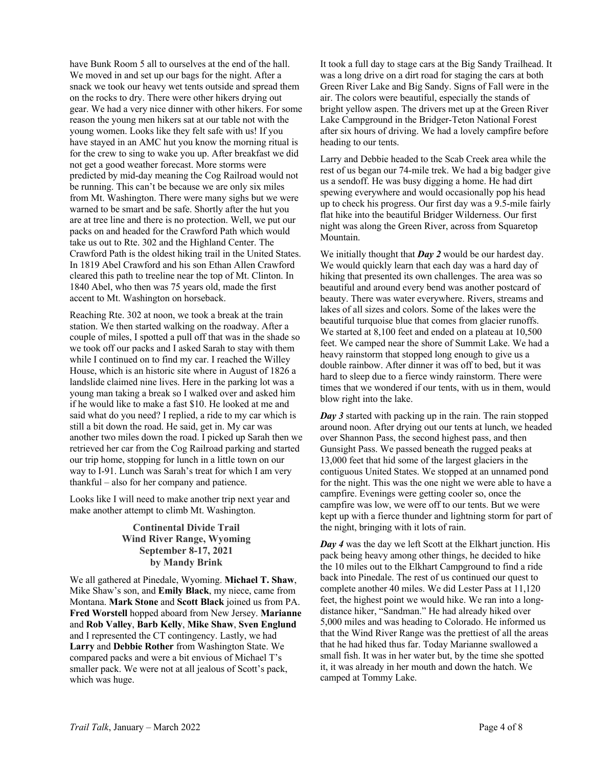have Bunk Room 5 all to ourselves at the end of the hall. We moved in and set up our bags for the night. After a snack we took our heavy wet tents outside and spread them on the rocks to dry. There were other hikers drying out gear. We had a very nice dinner with other hikers. For some reason the young men hikers sat at our table not with the young women. Looks like they felt safe with us! If you have stayed in an AMC hut you know the morning ritual is for the crew to sing to wake you up. After breakfast we did not get a good weather forecast. More storms were predicted by mid-day meaning the Cog Railroad would not be running. This can't be because we are only six miles from Mt. Washington. There were many sighs but we were warned to be smart and be safe. Shortly after the hut you are at tree line and there is no protection. Well, we put our packs on and headed for the Crawford Path which would take us out to Rte. 302 and the Highland Center. The Crawford Path is the oldest hiking trail in the United States. In 1819 Abel Crawford and his son Ethan Allen Crawford cleared this path to treeline near the top of Mt. Clinton. In 1840 Abel, who then was 75 years old, made the first accent to Mt. Washington on horseback.

Reaching Rte. 302 at noon, we took a break at the train station. We then started walking on the roadway. After a couple of miles, I spotted a pull off that was in the shade so we took off our packs and I asked Sarah to stay with them while I continued on to find my car. I reached the Willey House, which is an historic site where in August of 1826 a landslide claimed nine lives. Here in the parking lot was a young man taking a break so I walked over and asked him if he would like to make a fast $10. He looked at me and said what do you need? I replied, a ride to my car which is still a bit down the road. He said, get in. My car was another two miles down the road. I picked up Sarah then we retrieved her car from the Cog Railroad parking and started our trip home, stopping for lunch in a little town on our way to I-91. Lunch was Sarah's treat for which I am very thankful – also for her company and patience.

Looks like I will need to make another trip next year and make another attempt to climb Mt. Washington.

## Continental Divide Trail
## Wind River Range, Wyoming
## September 8-17, 2021
## by Mandy Brink

We all gathered at Pinedale, Wyoming. **Michael T. Shaw**, Mike Shaw's son, and **Emily Black**, my niece, came from Montana. **Mark Stone** and **Scott Black** joined us from PA. **Fred Worstell** hopped aboard from New Jersey. **Marianne** and **Rob Valley**, **Barb Kelly**, **Mike Shaw**, **Sven Englund** and I represented the CT contingency. Lastly, we had **Larry** and **Debbie Rother** from Washington State. We compared packs and were a bit envious of Michael T's smaller pack. We were not at all jealous of Scott's pack, which was huge.

It took a full day to stage cars at the Big Sandy Trailhead. It was a long drive on a dirt road for staging the cars at both Green River Lake and Big Sandy. Signs of Fall were in the air. The colors were beautiful, especially the stands of bright yellow aspen. The drivers met up at the Green River Lake Campground in the Bridger-Teton National Forest after six hours of driving. We had a lovely campfire before heading to our tents.

Larry and Debbie headed to the Scab Creek area while the rest of us began our 74-mile trek. We had a big badger give us a sendoff. He was busy digging a home. He had dirt spewing everywhere and would occasionally pop his head up to check his progress. Our first day was a 9.5-mile fairly flat hike into the beautiful Bridger Wilderness. Our first night was along the Green River, across from Squaretop Mountain.

We initially thought that ***Day 2*** would be our hardest day. We would quickly learn that each day was a hard day of hiking that presented its own challenges. The area was so beautiful and around every bend was another postcard of beauty. There was water everywhere. Rivers, streams and lakes of all sizes and colors. Some of the lakes were the beautiful turquoise blue that comes from glacier runoffs. We started at 8,100 feet and ended on a plateau at 10,500 feet. We camped near the shore of Summit Lake. We had a heavy rainstorm that stopped long enough to give us a double rainbow. After dinner it was off to bed, but it was hard to sleep due to a fierce windy rainstorm. There were times that we wondered if our tents, with us in them, would blow right into the lake.

***Day 3*** started with packing up in the rain. The rain stopped around noon. After drying out our tents at lunch, we headed over Shannon Pass, the second highest pass, and then Gunsight Pass. We passed beneath the rugged peaks at 13,000 feet that hid some of the largest glaciers in the contiguous United States. We stopped at an unnamed pond for the night. This was the one night we were able to have a campfire. Evenings were getting cooler so, once the campfire was low, we were off to our tents. But we were kept up with a fierce thunder and lightning storm for part of the night, bringing with it lots of rain.

***Day 4*** was the day we left Scott at the Elkhart junction. His pack being heavy among other things, he decided to hike the 10 miles out to the Elkhart Campground to find a ride back into Pinedale. The rest of us continued our quest to complete another 40 miles. We did Lester Pass at 11,120 feet, the highest point we would hike. We ran into a long-distance hiker, "Sandman." He had already hiked over 5,000 miles and was heading to Colorado. He informed us that the Wind River Range was the prettiest of all the areas that he had hiked thus far. Today Marianne swallowed a small fish. It was in her water but, by the time she spotted it, it was already in her mouth and down the hatch. We camped at Tommy Lake.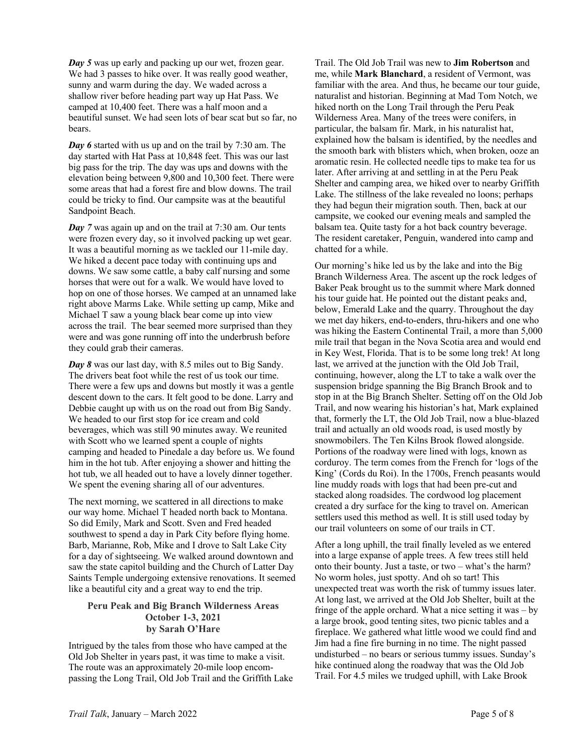***Day 5*** was up early and packing up our wet, frozen gear. We had 3 passes to hike over. It was really good weather, sunny and warm during the day. We waded across a shallow river before heading part way up Hat Pass. We camped at 10,400 feet. There was a half moon and a beautiful sunset. We had seen lots of bear scat but so far, no bears.

***Day 6*** started with us up and on the trail by 7:30 am. The day started with Hat Pass at 10,848 feet. This was our last big pass for the trip. The day was ups and downs with the elevation being between 9,800 and 10,300 feet. There were some areas that had a forest fire and blow downs. The trail could be tricky to find. Our campsite was at the beautiful Sandpoint Beach.

***Day 7*** was again up and on the trail at 7:30 am. Our tents were frozen every day, so it involved packing up wet gear. It was a beautiful morning as we tackled our 11-mile day. We hiked a decent pace today with continuing ups and downs. We saw some cattle, a baby calf nursing and some horses that were out for a walk. We would have loved to hop on one of those horses. We camped at an unnamed lake right above Marms Lake. While setting up camp, Mike and Michael T saw a young black bear come up into view across the trail. The bear seemed more surprised than they were and was gone running off into the underbrush before they could grab their cameras.

***Day 8*** was our last day, with 8.5 miles out to Big Sandy. The drivers beat foot while the rest of us took our time. There were a few ups and downs but mostly it was a gentle descent down to the cars. It felt good to be done. Larry and Debbie caught up with us on the road out from Big Sandy. We headed to our first stop for ice cream and cold beverages, which was still 90 minutes away. We reunited with Scott who we learned spent a couple of nights camping and headed to Pinedale a day before us. We found him in the hot tub. After enjoying a shower and hitting the hot tub, we all headed out to have a lovely dinner together. We spent the evening sharing all of our adventures.

The next morning, we scattered in all directions to make our way home. Michael T headed north back to Montana. So did Emily, Mark and Scott. Sven and Fred headed southwest to spend a day in Park City before flying home. Barb, Marianne, Rob, Mike and I drove to Salt Lake City for a day of sightseeing. We walked around downtown and saw the state capitol building and the Church of Latter Day Saints Temple undergoing extensive renovations. It seemed like a beautiful city and a great way to end the trip.

### Peru Peak and Big Branch Wilderness Areas
**October 1-3, 2021**
**by Sarah O'Hare**

Intrigued by the tales from those who have camped at the Old Job Shelter in years past, it was time to make a visit. The route was an approximately 20-mile loop encompassing the Long Trail, Old Job Trail and the Griffith Lake Trail. The Old Job Trail was new to **Jim Robertson** and me, while **Mark Blanchard**, a resident of Vermont, was familiar with the area. And thus, he became our tour guide, naturalist and historian. Beginning at Mad Tom Notch, we hiked north on the Long Trail through the Peru Peak Wilderness Area. Many of the trees were conifers, in particular, the balsam fir. Mark, in his naturalist hat, explained how the balsam is identified, by the needles and the smooth bark with blisters which, when broken, ooze an aromatic resin. He collected needle tips to make tea for us later. After arriving at and settling in at the Peru Peak Shelter and camping area, we hiked over to nearby Griffith Lake. The stillness of the lake revealed no loons; perhaps they had begun their migration south. Then, back at our campsite, we cooked our evening meals and sampled the balsam tea. Quite tasty for a hot back country beverage. The resident caretaker, Penguin, wandered into camp and chatted for a while.

Our morning's hike led us by the lake and into the Big Branch Wilderness Area. The ascent up the rock ledges of Baker Peak brought us to the summit where Mark donned his tour guide hat. He pointed out the distant peaks and, below, Emerald Lake and the quarry. Throughout the day we met day hikers, end-to-enders, thru-hikers and one who was hiking the Eastern Continental Trail, a more than 5,000 mile trail that began in the Nova Scotia area and would end in Key West, Florida. That is to be some long trek! At long last, we arrived at the junction with the Old Job Trail, continuing, however, along the LT to take a walk over the suspension bridge spanning the Big Branch Brook and to stop in at the Big Branch Shelter. Setting off on the Old Job Trail, and now wearing his historian's hat, Mark explained that, formerly the LT, the Old Job Trail, now a blue-blazed trail and actually an old woods road, is used mostly by snowmobilers. The Ten Kilns Brook flowed alongside. Portions of the roadway were lined with logs, known as corduroy. The term comes from the French for 'logs of the King' (Cords du Roi). In the 1700s, French peasants would line muddy roads with logs that had been pre-cut and stacked along roadsides. The cordwood log placement created a dry surface for the king to travel on. American settlers used this method as well. It is still used today by our trail volunteers on some of our trails in CT.

After a long uphill, the trail finally leveled as we entered into a large expanse of apple trees. A few trees still held onto their bounty. Just a taste, or two – what's the harm? No worm holes, just spotty. And oh so tart! This unexpected treat was worth the risk of tummy issues later. At long last, we arrived at the Old Job Shelter, built at the fringe of the apple orchard. What a nice setting it was – by a large brook, good tenting sites, two picnic tables and a fireplace. We gathered what little wood we could find and Jim had a fine fire burning in no time. The night passed undisturbed – no bears or serious tummy issues. Sunday's hike continued along the roadway that was the Old Job Trail. For 4.5 miles we trudged uphill, with Lake Brook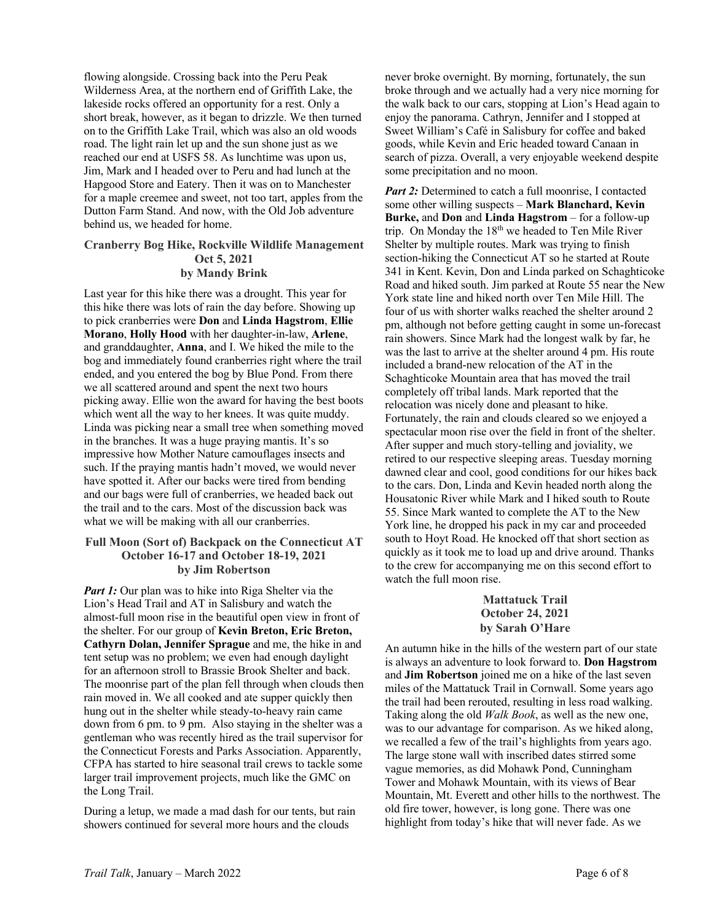flowing alongside. Crossing back into the Peru Peak Wilderness Area, at the northern end of Griffith Lake, the lakeside rocks offered an opportunity for a rest. Only a short break, however, as it began to drizzle. We then turned on to the Griffith Lake Trail, which was also an old woods road. The light rain let up and the sun shone just as we reached our end at USFS 58. As lunchtime was upon us, Jim, Mark and I headed over to Peru and had lunch at the Hapgood Store and Eatery. Then it was on to Manchester for a maple creemee and sweet, not too tart, apples from the Dutton Farm Stand. And now, with the Old Job adventure behind us, we headed for home.

### Cranberry Bog Hike, Rockville Wildlife Management
### Oct 5, 2021
### by Mandy Brink

Last year for this hike there was a drought. This year for this hike there was lots of rain the day before. Showing up to pick cranberries were **Don** and **Linda Hagstrom**, **Ellie Morano**, **Holly Hood** with her daughter-in-law, **Arlene**, and granddaughter, **Anna**, and I. We hiked the mile to the bog and immediately found cranberries right where the trail ended, and you entered the bog by Blue Pond. From there we all scattered around and spent the next two hours picking away. Ellie won the award for having the best boots which went all the way to her knees. It was quite muddy. Linda was picking near a small tree when something moved in the branches. It was a huge praying mantis. It's so impressive how Mother Nature camouflages insects and such. If the praying mantis hadn't moved, we would never have spotted it. After our backs were tired from bending and our bags were full of cranberries, we headed back out the trail and to the cars. Most of the discussion back was what we will be making with all our cranberries.

### Full Moon (Sort of) Backpack on the Connecticut AT
### October 16-17 and October 18-19, 2021
### by Jim Robertson

***Part 1:*** Our plan was to hike into Riga Shelter via the Lion's Head Trail and AT in Salisbury and watch the almost-full moon rise in the beautiful open view in front of the shelter. For our group of **Kevin Breton, Eric Breton, Cathyrn Dolan, Jennifer Sprague** and me, the hike in and tent setup was no problem; we even had enough daylight for an afternoon stroll to Brassie Brook Shelter and back. The moonrise part of the plan fell through when clouds then rain moved in. We all cooked and ate supper quickly then hung out in the shelter while steady-to-heavy rain came down from 6 pm. to 9 pm. Also staying in the shelter was a gentleman who was recently hired as the trail supervisor for the Connecticut Forests and Parks Association. Apparently, CFPA has started to hire seasonal trail crews to tackle some larger trail improvement projects, much like the GMC on the Long Trail.

During a letup, we made a mad dash for our tents, but rain showers continued for several more hours and the clouds never broke overnight. By morning, fortunately, the sun broke through and we actually had a very nice morning for the walk back to our cars, stopping at Lion's Head again to enjoy the panorama. Cathryn, Jennifer and I stopped at Sweet William's Café in Salisbury for coffee and baked goods, while Kevin and Eric headed toward Canaan in search of pizza. Overall, a very enjoyable weekend despite some precipitation and no moon.

***Part 2:*** Determined to catch a full moonrise, I contacted some other willing suspects – **Mark Blanchard, Kevin Burke,** and **Don** and **Linda Hagstrom** – for a follow-up trip. On Monday the 18th we headed to Ten Mile River Shelter by multiple routes. Mark was trying to finish section-hiking the Connecticut AT so he started at Route 341 in Kent. Kevin, Don and Linda parked on Schaghticoke Road and hiked south. Jim parked at Route 55 near the New York state line and hiked north over Ten Mile Hill. The four of us with shorter walks reached the shelter around 2 pm, although not before getting caught in some un-forecast rain showers. Since Mark had the longest walk by far, he was the last to arrive at the shelter around 4 pm. His route included a brand-new relocation of the AT in the Schaghticoke Mountain area that has moved the trail completely off tribal lands. Mark reported that the relocation was nicely done and pleasant to hike. Fortunately, the rain and clouds cleared so we enjoyed a spectacular moon rise over the field in front of the shelter. After supper and much story-telling and joviality, we retired to our respective sleeping areas. Tuesday morning dawned clear and cool, good conditions for our hikes back to the cars. Don, Linda and Kevin headed north along the Housatonic River while Mark and I hiked south to Route 55. Since Mark wanted to complete the AT to the New York line, he dropped his pack in my car and proceeded south to Hoyt Road. He knocked off that short section as quickly as it took me to load up and drive around. Thanks to the crew for accompanying me on this second effort to watch the full moon rise.

### Mattatuck Trail
### October 24, 2021
### by Sarah O'Hare

An autumn hike in the hills of the western part of our state is always an adventure to look forward to. **Don Hagstrom** and **Jim Robertson** joined me on a hike of the last seven miles of the Mattatuck Trail in Cornwall. Some years ago the trail had been rerouted, resulting in less road walking. Taking along the old *Walk Book*, as well as the new one, was to our advantage for comparison. As we hiked along, we recalled a few of the trail's highlights from years ago. The large stone wall with inscribed dates stirred some vague memories, as did Mohawk Pond, Cunningham Tower and Mohawk Mountain, with its views of Bear Mountain, Mt. Everett and other hills to the northwest. The old fire tower, however, is long gone. There was one highlight from today's hike that will never fade. As we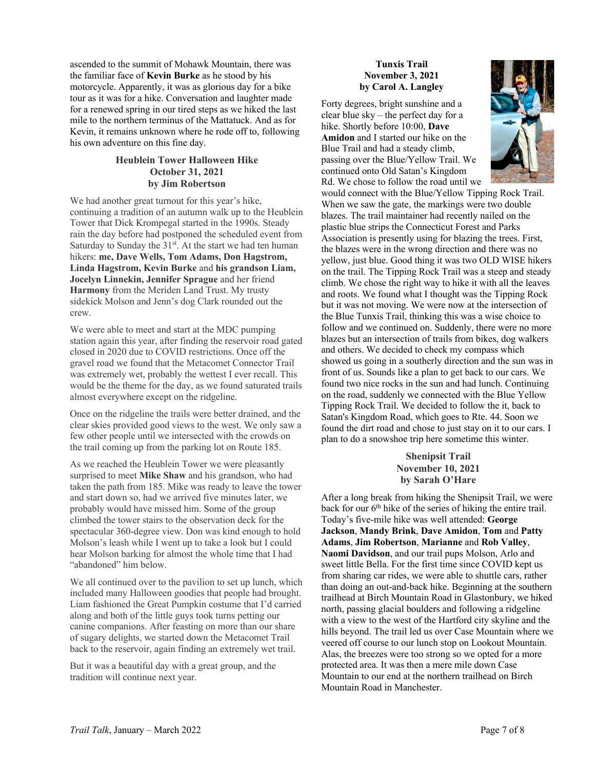ascended to the summit of Mohawk Mountain, there was the familiar face of **Kevin Burke** as he stood by his motorcycle. Apparently, it was as glorious day for a bike tour as it was for a hike. Conversation and laughter made for a renewed spring in our tired steps as we hiked the last mile to the northern terminus of the Mattatuck. And as for Kevin, it remains unknown where he rode off to, following his own adventure on this fine day.

### Heublein Tower Halloween Hike
**October 31, 2021**
**by Jim Robertson**

We had another great turnout for this year's hike, continuing a tradition of an autumn walk up to the Heublein Tower that Dick Krompegal started in the 1990s. Steady rain the day before had postponed the scheduled event from Saturday to Sunday the 31st. At the start we had ten human hikers: **me, Dave Wells, Tom Adams, Don Hagstrom, Linda Hagstrom, Kevin Burke** and **his grandson Liam, Jocelyn Linnekin, Jennifer Sprague** and her friend **Harmony** from the Meriden Land Trust. My trusty sidekick Molson and Jenn's dog Clark rounded out the crew.

We were able to meet and start at the MDC pumping station again this year, after finding the reservoir road gated closed in 2020 due to COVID restrictions. Once off the gravel road we found that the Metacomet Connector Trail was extremely wet, probably the wettest I ever recall. This would be the theme for the day, as we found saturated trails almost everywhere except on the ridgeline.

Once on the ridgeline the trails were better drained, and the clear skies provided good views to the west. We only saw a few other people until we intersected with the crowds on the trail coming up from the parking lot on Route 185.

As we reached the Heublein Tower we were pleasantly surprised to meet **Mike Shaw** and his grandson, who had taken the path from 185. Mike was ready to leave the tower and start down so, had we arrived five minutes later, we probably would have missed him. Some of the group climbed the tower stairs to the observation deck for the spectacular 360-degree view. Don was kind enough to hold Molson's leash while I went up to take a look but I could hear Molson barking for almost the whole time that I had "abandoned" him below.

We all continued over to the pavilion to set up lunch, which included many Halloween goodies that people had brought. Liam fashioned the Great Pumpkin costume that I'd carried along and both of the little guys took turns petting our canine companions. After feasting on more than our share of sugary delights, we started down the Metacomet Trail back to the reservoir, again finding an extremely wet trail.

But it was a beautiful day with a great group, and the tradition will continue next year.

### Tunxis Trail
**November 3, 2021**
**by Carol A. Langley**

Forty degrees, bright sunshine and a clear blue sky – the perfect day for a hike. Shortly before 10:00, **Dave Amidon** and I started our hike on the Blue Trail and had a steady climb, passing over the Blue/Yellow Trail. We continued onto Old Satan's Kingdom Rd. We chose to follow the road until we would connect with the Blue/Yellow Tipping Rock Trail. When we saw the gate, the markings were two double blazes. The trail maintainer had recently nailed on the plastic blue strips the Connecticut Forest and Parks Association is presently using for blazing the trees. First, the blazes were in the wrong direction and there was no yellow, just blue. Good thing it was two OLD WISE hikers on the trail. The Tipping Rock Trail was a steep and steady climb. We chose the right way to hike it with all the leaves and roots. We found what I thought was the Tipping Rock but it was not moving. We were now at the intersection of the Blue Tunxis Trail, thinking this was a wise choice to follow and we continued on. Suddenly, there were no more blazes but an intersection of trails from bikes, dog walkers and others. We decided to check my compass which showed us going in a southerly direction and the sun was in front of us. Sounds like a plan to get back to our cars. We found two nice rocks in the sun and had lunch. Continuing on the road, suddenly we connected with the Blue Yellow Tipping Rock Trail. We decided to follow the it, back to Satan's Kingdom Road, which goes to Rte. 44. Soon we found the dirt road and chose to just stay on it to our cars. I plan to do a snowshoe trip here sometime this winter.

### Shenipsit Trail
**November 10, 2021**
**by Sarah O'Hare**

After a long break from hiking the Shenipsit Trail, we were back for our 6th hike of the series of hiking the entire trail. Today's five-mile hike was well attended: **George Jackson**, **Mandy Brink**, **Dave Amidon**, **Tom** and **Patty Adams**, **Jim Robertson**, **Marianne** and **Rob Valley**, **Naomi Davidson**, and our trail pups Molson, Arlo and sweet little Bella. For the first time since COVID kept us from sharing car rides, we were able to shuttle cars, rather than doing an out-and-back hike. Beginning at the southern trailhead at Birch Mountain Road in Glastonbury, we hiked north, passing glacial boulders and following a ridgeline with a view to the west of the Hartford city skyline and the hills beyond. The trail led us over Case Mountain where we veered off course to our lunch stop on Lookout Mountain. Alas, the breezes were too strong so we opted for a more protected area. It was then a mere mile down Case Mountain to our end at the northern trailhead on Birch Mountain Road in Manchester.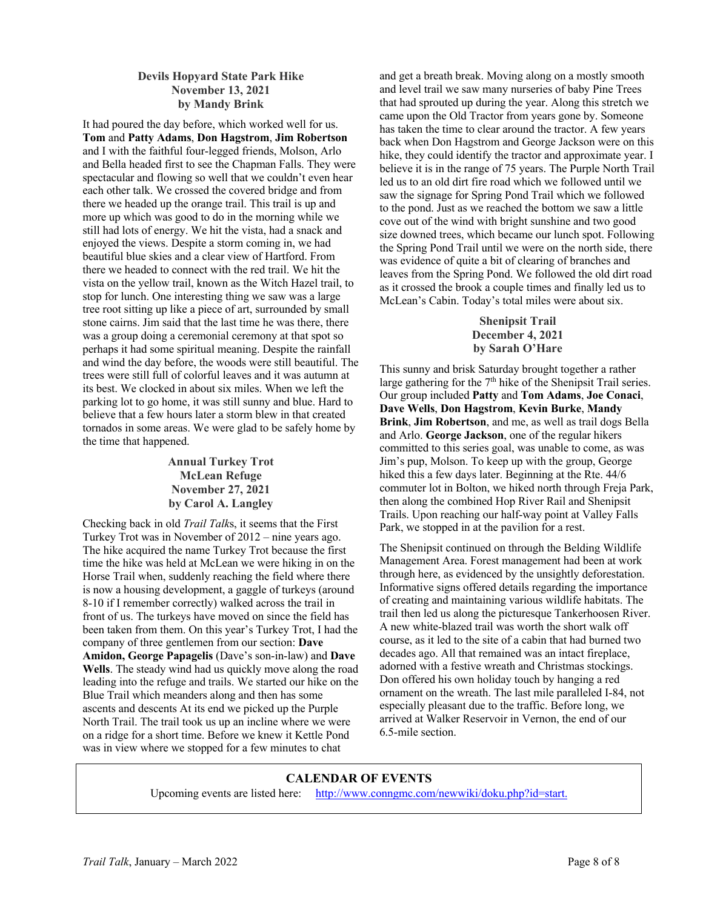### Devils Hopyard State Park Hike
### November 13, 2021
### by Mandy Brink

It had poured the day before, which worked well for us. **Tom** and **Patty Adams**, **Don Hagstrom**, **Jim Robertson** and I with the faithful four-legged friends, Molson, Arlo and Bella headed first to see the Chapman Falls. They were spectacular and flowing so well that we couldn't even hear each other talk. We crossed the covered bridge and from there we headed up the orange trail. This trail is up and more up which was good to do in the morning while we still had lots of energy. We hit the vista, had a snack and enjoyed the views. Despite a storm coming in, we had beautiful blue skies and a clear view of Hartford. From there we headed to connect with the red trail. We hit the vista on the yellow trail, known as the Witch Hazel trail, to stop for lunch. One interesting thing we saw was a large tree root sitting up like a piece of art, surrounded by small stone cairns. Jim said that the last time he was there, there was a group doing a ceremonial ceremony at that spot so perhaps it had some spiritual meaning. Despite the rainfall and wind the day before, the woods were still beautiful. The trees were still full of colorful leaves and it was autumn at its best. We clocked in about six miles. When we left the parking lot to go home, it was still sunny and blue. Hard to believe that a few hours later a storm blew in that created tornados in some areas. We were glad to be safely home by the time that happened.

### Annual Turkey Trot
### McLean Refuge
### November 27, 2021
### by Carol A. Langley

Checking back in old *Trail Talk*s, it seems that the First Turkey Trot was in November of 2012 – nine years ago. The hike acquired the name Turkey Trot because the first time the hike was held at McLean we were hiking in on the Horse Trail when, suddenly reaching the field where there is now a housing development, a gaggle of turkeys (around 8-10 if I remember correctly) walked across the trail in front of us. The turkeys have moved on since the field has been taken from them. On this year's Turkey Trot, I had the company of three gentlemen from our section: **Dave Amidon, George Papagelis** (Dave's son-in-law) and **Dave Wells**. The steady wind had us quickly move along the road leading into the refuge and trails. We started our hike on the Blue Trail which meanders along and then has some ascents and descents At its end we picked up the Purple North Trail. The trail took us up an incline where we were on a ridge for a short time. Before we knew it Kettle Pond was in view where we stopped for a few minutes to chat and get a breath break. Moving along on a mostly smooth and level trail we saw many nurseries of baby Pine Trees that had sprouted up during the year. Along this stretch we came upon the Old Tractor from years gone by. Someone has taken the time to clear around the tractor. A few years back when Don Hagstrom and George Jackson were on this hike, they could identify the tractor and approximate year. I believe it is in the range of 75 years. The Purple North Trail led us to an old dirt fire road which we followed until we saw the signage for Spring Pond Trail which we followed to the pond. Just as we reached the bottom we saw a little cove out of the wind with bright sunshine and two good size downed trees, which became our lunch spot. Following the Spring Pond Trail until we were on the north side, there was evidence of quite a bit of clearing of branches and leaves from the Spring Pond. We followed the old dirt road as it crossed the brook a couple times and finally led us to McLean's Cabin. Today's total miles were about six.

### Shenipsit Trail
### December 4, 2021
### by Sarah O'Hare

This sunny and brisk Saturday brought together a rather large gathering for the 7th hike of the Shenipsit Trail series. Our group included **Patty** and **Tom Adams**, **Joe Conaci**, **Dave Wells**, **Don Hagstrom**, **Kevin Burke**, **Mandy Brink**, **Jim Robertson**, and me, as well as trail dogs Bella and Arlo. **George Jackson**, one of the regular hikers committed to this series goal, was unable to come, as was Jim's pup, Molson. To keep up with the group, George hiked this a few days later. Beginning at the Rte. 44/6 commuter lot in Bolton, we hiked north through Freja Park, then along the combined Hop River Rail and Shenipsit Trails. Upon reaching our half-way point at Valley Falls Park, we stopped in at the pavilion for a rest.

The Shenipsit continued on through the Belding Wildlife Management Area. Forest management had been at work through here, as evidenced by the unsightly deforestation. Informative signs offered details regarding the importance of creating and maintaining various wildlife habitats. The trail then led us along the picturesque Tankerhoosen River. A new white-blazed trail was worth the short walk off course, as it led to the site of a cabin that had burned two decades ago. All that remained was an intact fireplace, adorned with a festive wreath and Christmas stockings. Don offered his own holiday touch by hanging a red ornament on the wreath. The last mile paralleled I-84, not especially pleasant due to the traffic. Before long, we arrived at Walker Reservoir in Vernon, the end of our 6.5-mile section.

## CALENDAR OF EVENTS

Upcoming events are listed here: http://www.conngmc.com/newwiki/doku.php?id=start.